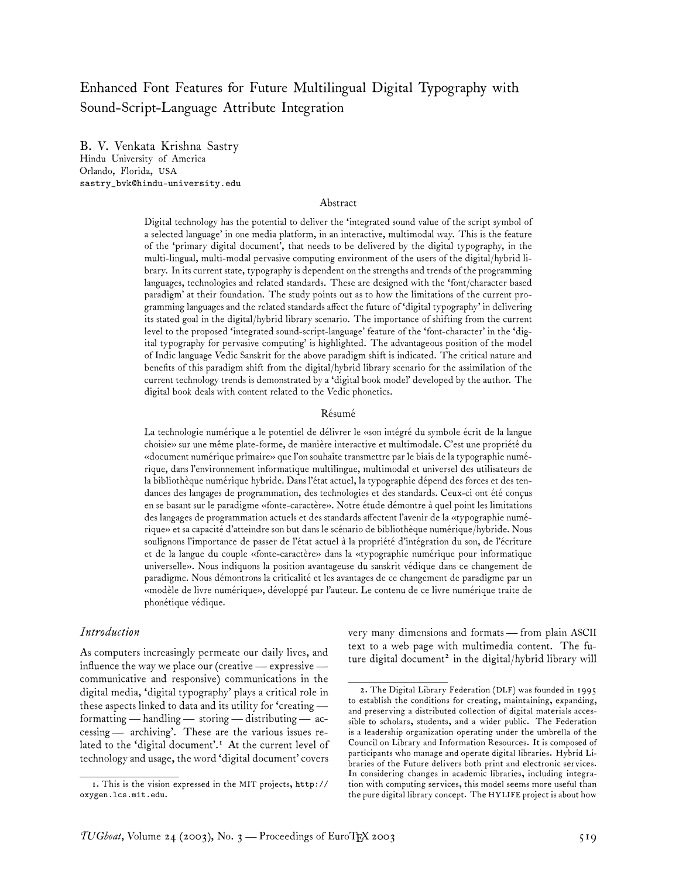# Enhanced Font Features for Future Multilingual Digital Typography with Sound-Script-Language Attribute Integration

B. V. Venkata Krishna Sastry
Hindu University of America
Orlando, Florida, USA
sastry_bvk@hindu-university.edu

## Abstract

Digital technology has the potential to deliver the 'integrated sound value of the script symbol of a selected language' in one media platform, in an interactive, multimodal way. This is the feature of the 'primary digital document', that needs to be delivered by the digital typography, in the multi-lingual, multi-modal pervasive computing environment of the users of the digital/hybrid library. In its current state, typography is dependent on the strengths and trends of the programming languages, technologies and related standards. These are designed with the 'font/character based paradigm' at their foundation. The study points out as to how the limitations of the current programming languages and the related standards affect the future of 'digital typography' in delivering its stated goal in the digital/hybrid library scenario. The importance of shifting from the current level to the proposed 'integrated sound-script-language' feature of the 'font-character' in the 'digital typography for pervasive computing' is highlighted. The advantageous position of the model of Indic language Vedic Sanskrit for the above paradigm shift is indicated. The critical nature and benefits of this paradigm shift from the digital/hybrid library scenario for the assimilation of the current technology trends is demonstrated by a 'digital book model' developed by the author. The digital book deals with content related to the Vedic phonetics.

## Résumé

La technologie numérique a le potentiel de délivrer le «son intégré du symbole écrit de la langue choisie» sur une même plate-forme, de manière interactive et multimodale. C'est une propriété du «document numérique primaire» que l'on souhaite transmettre par le biais de la typographie numérique, dans l'environnement informatique multilingue, multimodal et universel des utilisateurs de la bibliothèque numérique hybride. Dans l'état actuel, la typographie dépend des forces et des tendances des langages de programmation, des technologies et des standards. Ceux-ci ont été conçus en se basant sur le paradigme «fonte-caractère». Notre étude démontre à quel point les limitations des langages de programmation actuels et des standards affectent l'avenir de la «typographie numérique» et sa capacité d'atteindre son but dans le scénario de bibliothèque numérique/hybride. Nous soulignons l'importance de passer de l'état actuel à la propriété d'intégration du son, de l'écriture et de la langue du couple «fonte-caractère» dans la «typographie numérique pour informatique universelle». Nous indiquons la position avantageuse du sanskrit védique dans ce changement de paradigme. Nous démontrons la criticalité et les avantages de ce changement de paradigme par un «modèle de livre numérique», développé par l'auteur. Le contenu de ce livre numérique traite de phonétique védique.

## *Introduction*

As computers increasingly permeate our daily lives, and influence the way we place our (creative — expressive — communicative and responsive) communications in the digital media, 'digital typography' plays a critical role in these aspects linked to data and its utility for 'creating — formatting — handling — storing — distributing — accessing — archiving'. These are the various issues related to the 'digital document'.[1] At the current level of technology and usage, the word 'digital document' covers very many dimensions and formats — from plain ASCII text to a web page with multimedia content. The future digital document[2] in the digital/hybrid library will

1. This is the vision expressed in the MIT projects, http://oxygen.lcs.mit.edu.

2. The Digital Library Federation (DLF) was founded in 1995 to establish the conditions for creating, maintaining, expanding, and preserving a distributed collection of digital materials accessible to scholars, students, and a wider public. The Federation is a leadership organization operating under the umbrella of the Council on Library and Information Resources. It is composed of participants who manage and operate digital libraries. Hybrid Libraries of the Future delivers both print and electronic services. In considering changes in academic libraries, including integration with computing services, this model seems more useful than the pure digital library concept. The HYLIFE project is about how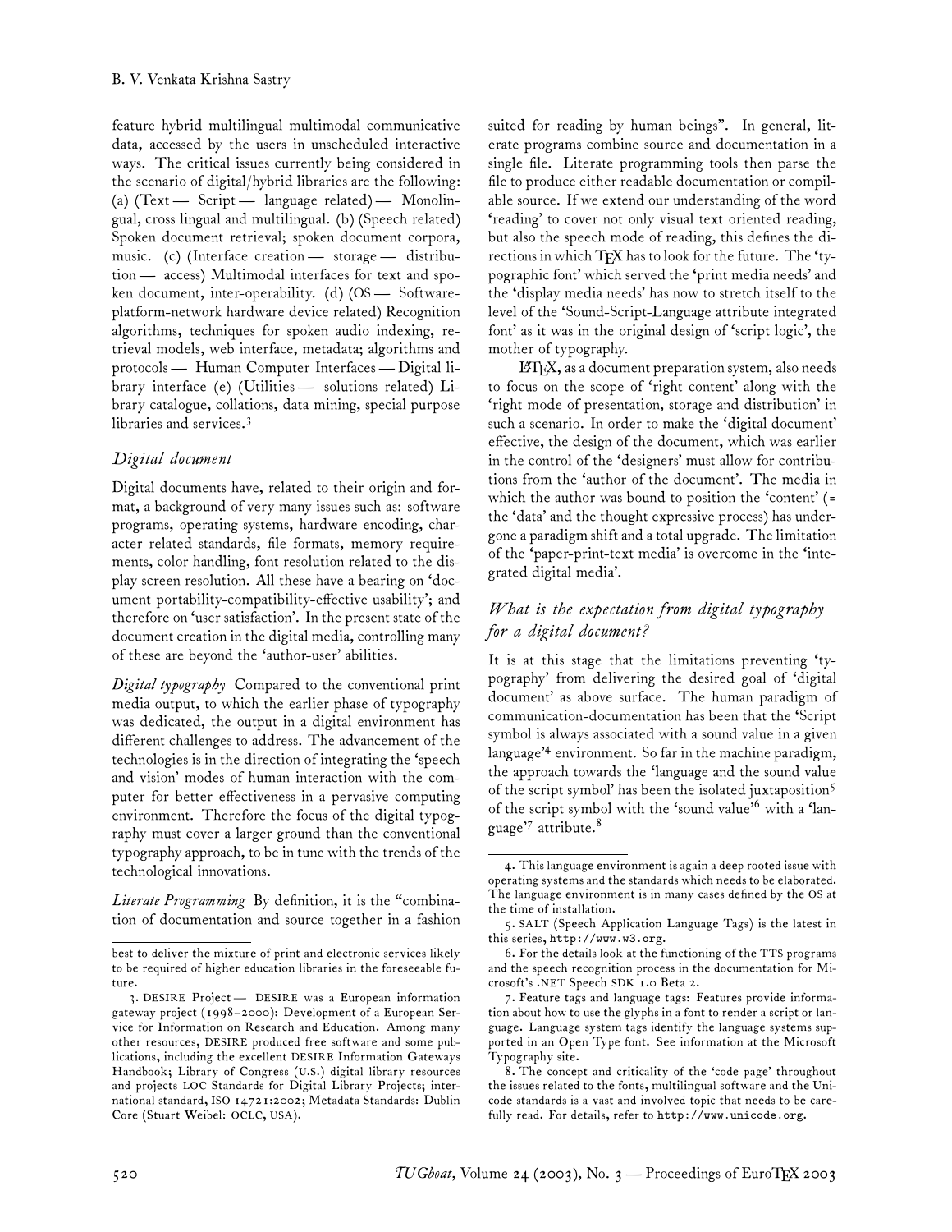feature hybrid multilingual multimodal communicative data, accessed by the users in unscheduled interactive ways. The critical issues currently being considered in the scenario of digital/hybrid libraries are the following: (a) (Text — Script — language related) — Monolingual, cross lingual and multilingual. (b) (Speech related) Spoken document retrieval; spoken document corpora, music. (c) (Interface creation — storage — distribution — access) Multimodal interfaces for text and spoken document, inter-operability. (d) (OS — Software-platform-network hardware device related) Recognition algorithms, techniques for spoken audio indexing, retrieval models, web interface, metadata; algorithms and protocols — Human Computer Interfaces — Digital library interface (e) (Utilities — solutions related) Library catalogue, collations, data mining, special purpose libraries and services.[3]

## *Digital document*

Digital documents have, related to their origin and format, a background of very many issues such as: software programs, operating systems, hardware encoding, character related standards, file formats, memory requirements, color handling, font resolution related to the display screen resolution. All these have a bearing on 'document portability-compatibility-effective usability'; and therefore on 'user satisfaction'. In the present state of the document creation in the digital media, controlling many of these are beyond the 'author-user' abilities.

*Digital typography* Compared to the conventional print media output, to which the earlier phase of typography was dedicated, the output in a digital environment has different challenges to address. The advancement of the technologies is in the direction of integrating the 'speech and vision' modes of human interaction with the computer for better effectiveness in a pervasive computing environment. Therefore the focus of the digital typography must cover a larger ground than the conventional typography approach, to be in tune with the trends of the technological innovations.

*Literate Programming* By definition, it is the "combination of documentation and source together in a fashion suited for reading by human beings". In general, literate programs combine source and documentation in a single file. Literate programming tools then parse the file to produce either readable documentation or compilable source. If we extend our understanding of the word 'reading' to cover not only visual text oriented reading, but also the speech mode of reading, this defines the directions in which TeX has to look for the future. The 'typographic font' which served the 'print media needs' and the 'display media needs' has now to stretch itself to the level of the 'Sound-Script-Language attribute integrated font' as it was in the original design of 'script logic', the mother of typography.

LaTeX, as a document preparation system, also needs to focus on the scope of 'right content' along with the 'right mode of presentation, storage and distribution' in such a scenario. In order to make the 'digital document' effective, the design of the document, which was earlier in the control of the 'designers' must allow for contributions from the 'author of the document'. The media in which the author was bound to position the 'content' (= the 'data' and the thought expressive process) has undergone a paradigm shift and a total upgrade. The limitation of the 'paper-print-text media' is overcome in the 'integrated digital media'.

## *What is the expectation from digital typography for a digital document?*

It is at this stage that the limitations preventing 'typography' from delivering the desired goal of 'digital document' as above surface. The human paradigm of communication-documentation has been that the 'Script symbol is always associated with a sound value in a given language'[4] environment. So far in the machine paradigm, the approach towards the 'language and the sound value of the script symbol' has been the isolated juxtaposition[5] of the script symbol with the 'sound value'[6] with a 'language'[7] attribute.[8]

---

best to deliver the mixture of print and electronic services likely to be required of higher education libraries in the foreseeable future.

3. DESIRE Project — DESIRE was a European information gateway project (1998–2000): Development of a European Service for Information on Research and Education. Among many other resources, DESIRE produced free software and some publications, including the excellent DESIRE Information Gateways Handbook; Library of Congress (U.S.) digital library resources and projects LOC Standards for Digital Library Projects; international standard, ISO 14721:2002; Metadata Standards: Dublin Core (Stuart Weibel: OCLC, USA).

4. This language environment is again a deep rooted issue with operating systems and the standards which needs to be elaborated. The language environment is in many cases defined by the OS at the time of installation.

5. SALT (Speech Application Language Tags) is the latest in this series, `http://www.w3.org`.

6. For the details look at the functioning of the TTS programs and the speech recognition process in the documentation for Microsoft's .NET Speech SDK 1.0 Beta 2.

7. Feature tags and language tags: Features provide information about how to use the glyphs in a font to render a script or language. Language system tags identify the language systems supported in an Open Type font. See information at the Microsoft Typography site.

8. The concept and criticality of the 'code page' throughout the issues related to the fonts, multilingual software and the Unicode standards is a vast and involved topic that needs to be carefully read. For details, refer to `http://www.unicode.org`.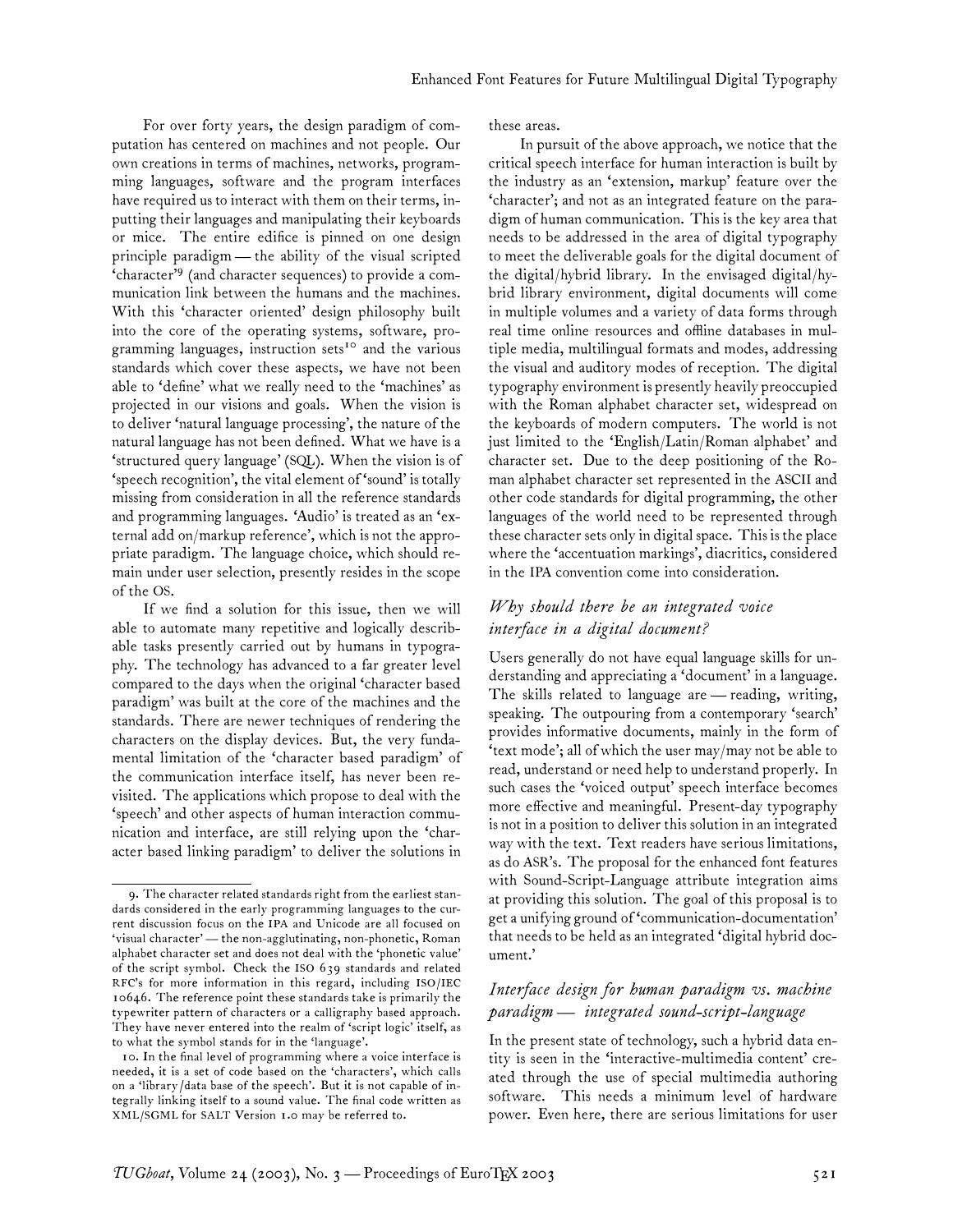For over forty years, the design paradigm of computation has centered on machines and not people. Our own creations in terms of machines, networks, programming languages, software and the program interfaces have required us to interact with them on their terms, inputting their languages and manipulating their keyboards or mice. The entire edifice is pinned on one design principle paradigm — the ability of the visual scripted 'character'[9] (and character sequences) to provide a communication link between the humans and the machines. With this 'character oriented' design philosophy built into the core of the operating systems, software, programming languages, instruction sets[10] and the various standards which cover these aspects, we have not been able to 'define' what we really need to the 'machines' as projected in our visions and goals. When the vision is to deliver 'natural language processing', the nature of the natural language has not been defined. What we have is a 'structured query language' (SQL). When the vision is of 'speech recognition', the vital element of 'sound' is totally missing from consideration in all the reference standards and programming languages. 'Audio' is treated as an 'external add on/markup reference', which is not the appropriate paradigm. The language choice, which should remain under user selection, presently resides in the scope of the OS.

If we find a solution for this issue, then we will able to automate many repetitive and logically describable tasks presently carried out by humans in typography. The technology has advanced to a far greater level compared to the days when the original 'character based paradigm' was built at the core of the machines and the standards. There are newer techniques of rendering the characters on the display devices. But, the very fundamental limitation of the 'character based paradigm' of the communication interface itself, has never been revisited. The applications which propose to deal with the 'speech' and other aspects of human interaction communication and interface, are still relying upon the 'character based linking paradigm' to deliver the solutions in these areas.

In pursuit of the above approach, we notice that the critical speech interface for human interaction is built by the industry as an 'extension, markup' feature over the 'character'; and not as an integrated feature on the paradigm of human communication. This is the key area that needs to be addressed in the area of digital typography to meet the deliverable goals for the digital document of the digital/hybrid library. In the envisaged digital/hybrid library environment, digital documents will come in multiple volumes and a variety of data forms through real time online resources and offline databases in multiple media, multilingual formats and modes, addressing the visual and auditory modes of reception. The digital typography environment is presently heavily preoccupied with the Roman alphabet character set, widespread on the keyboards of modern computers. The world is not just limited to the 'English/Latin/Roman alphabet' and character set. Due to the deep positioning of the Roman alphabet character set represented in the ASCII and other code standards for digital programming, the other languages of the world need to be represented through these character sets only in digital space. This is the place where the 'accentuation markings', diacritics, considered in the IPA convention come into consideration.

### *Why should there be an integrated voice interface in a digital document?*

Users generally do not have equal language skills for understanding and appreciating a 'document' in a language. The skills related to language are — reading, writing, speaking. The outpouring from a contemporary 'search' provides informative documents, mainly in the form of 'text mode'; all of which the user may/may not be able to read, understand or need help to understand properly. In such cases the 'voiced output' speech interface becomes more effective and meaningful. Present-day typography is not in a position to deliver this solution in an integrated way with the text. Text readers have serious limitations, as do ASR's. The proposal for the enhanced font features with Sound-Script-Language attribute integration aims at providing this solution. The goal of this proposal is to get a unifying ground of 'communication-documentation' that needs to be held as an integrated 'digital hybrid document.'

### *Interface design for human paradigm vs. machine paradigm — integrated sound-script-language*

In the present state of technology, such a hybrid data entity is seen in the 'interactive-multimedia content' created through the use of special multimedia authoring software. This needs a minimum level of hardware power. Even here, there are serious limitations for user

---

[9]. The character related standards right from the earliest standards considered in the early programming languages to the current discussion focus on the IPA and Unicode are all focused on 'visual character' — the non-agglutinating, non-phonetic, Roman alphabet character set and does not deal with the 'phonetic value' of the script symbol. Check the ISO 639 standards and related RFC's for more information in this regard, including ISO/IEC 10646. The reference point these standards take is primarily the typewriter pattern of characters or a calligraphy based approach. They have never entered into the realm of 'script logic' itself, as to what the symbol stands for in the 'language'.

[10]. In the final level of programming where a voice interface is needed, it is a set of code based on the 'characters', which calls on a 'library/data base of the speech'. But it is not capable of integrally linking itself to a sound value. The final code written as XML/SGML for SALT Version 1.0 may be referred to.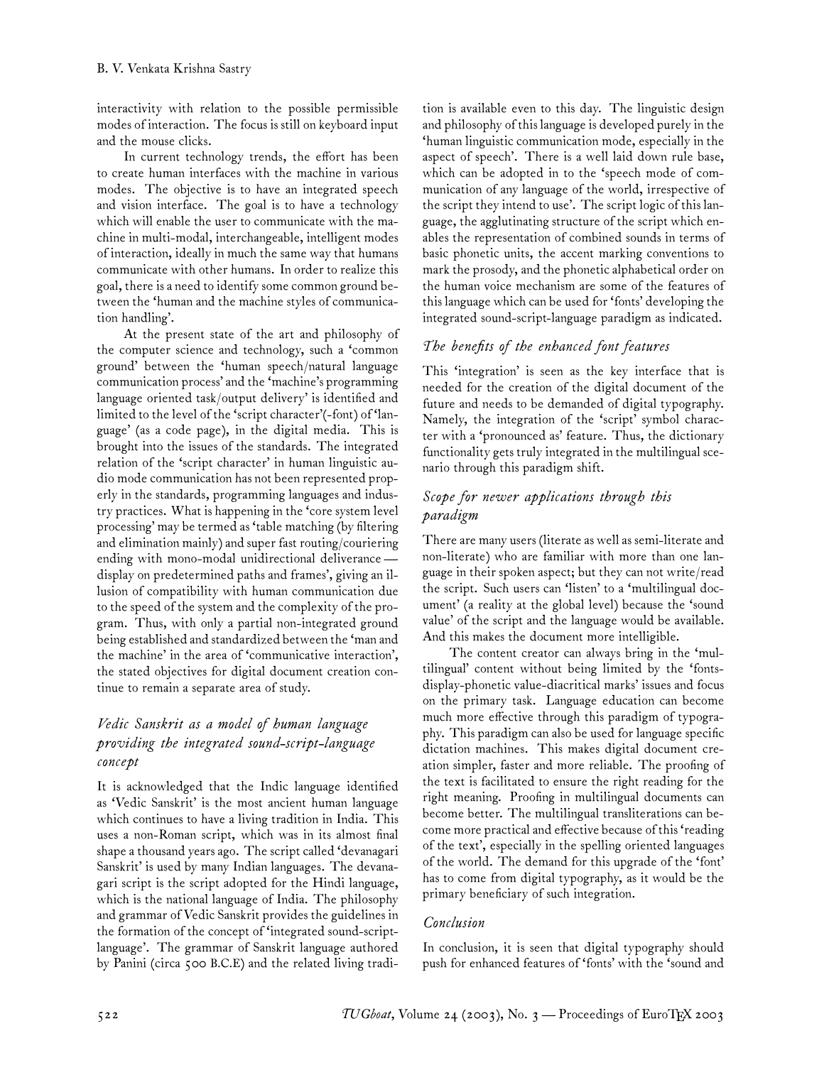interactivity with relation to the possible permissible modes of interaction. The focus is still on keyboard input and the mouse clicks.

In current technology trends, the effort has been to create human interfaces with the machine in various modes. The objective is to have an integrated speech and vision interface. The goal is to have a technology which will enable the user to communicate with the machine in multi-modal, interchangeable, intelligent modes of interaction, ideally in much the same way that humans communicate with other humans. In order to realize this goal, there is a need to identify some common ground between the 'human and the machine styles of communication handling'.

At the present state of the art and philosophy of the computer science and technology, such a 'common ground' between the 'human speech/natural language communication process' and the 'machine's programming language oriented task/output delivery' is identified and limited to the level of the 'script character'(-font) of 'language' (as a code page), in the digital media. This is brought into the issues of the standards. The integrated relation of the 'script character' in human linguistic audio mode communication has not been represented properly in the standards, programming languages and industry practices. What is happening in the 'core system level processing' may be termed as 'table matching (by filtering and elimination mainly) and super fast routing/couriering ending with mono-modal unidirectional deliverance — display on predetermined paths and frames', giving an illusion of compatibility with human communication due to the speed of the system and the complexity of the program. Thus, with only a partial non-integrated ground being established and standardized between the 'man and the machine' in the area of 'communicative interaction', the stated objectives for digital document creation continue to remain a separate area of study.

## *Vedic Sanskrit as a model of human language providing the integrated sound-script-language concept*

It is acknowledged that the Indic language identified as 'Vedic Sanskrit' is the most ancient human language which continues to have a living tradition in India. This uses a non-Roman script, which was in its almost final shape a thousand years ago. The script called 'devanagari Sanskrit' is used by many Indian languages. The devanagari script is the script adopted for the Hindi language, which is the national language of India. The philosophy and grammar of Vedic Sanskrit provides the guidelines in the formation of the concept of 'integrated sound-script-language'. The grammar of Sanskrit language authored by Panini (circa 500 B.C.E) and the related living tradition is available even to this day. The linguistic design and philosophy of this language is developed purely in the 'human linguistic communication mode, especially in the aspect of speech'. There is a well laid down rule base, which can be adopted in to the 'speech mode of communication of any language of the world, irrespective of the script they intend to use'. The script logic of this language, the agglutinating structure of the script which enables the representation of combined sounds in terms of basic phonetic units, the accent marking conventions to mark the prosody, and the phonetic alphabetical order on the human voice mechanism are some of the features of this language which can be used for 'fonts' developing the integrated sound-script-language paradigm as indicated.

## *The benefits of the enhanced font features*

This 'integration' is seen as the key interface that is needed for the creation of the digital document of the future and needs to be demanded of digital typography. Namely, the integration of the 'script' symbol character with a 'pronounced as' feature. Thus, the dictionary functionality gets truly integrated in the multilingual scenario through this paradigm shift.

## *Scope for newer applications through this paradigm*

There are many users (literate as well as semi-literate and non-literate) who are familiar with more than one language in their spoken aspect; but they can not write/read the script. Such users can 'listen' to a 'multilingual document' (a reality at the global level) because the 'sound value' of the script and the language would be available. And this makes the document more intelligible.

The content creator can always bring in the 'multilingual' content without being limited by the 'fonts-display-phonetic value-diacritical marks' issues and focus on the primary task. Language education can become much more effective through this paradigm of typography. This paradigm can also be used for language specific dictation machines. This makes digital document creation simpler, faster and more reliable. The proofing of the text is facilitated to ensure the right reading for the right meaning. Proofing in multilingual documents can become better. The multilingual transliterations can become more practical and effective because of this 'reading of the text', especially in the spelling oriented languages of the world. The demand for this upgrade of the 'font' has to come from digital typography, as it would be the primary beneficiary of such integration.

## *Conclusion*

In conclusion, it is seen that digital typography should push for enhanced features of 'fonts' with the 'sound and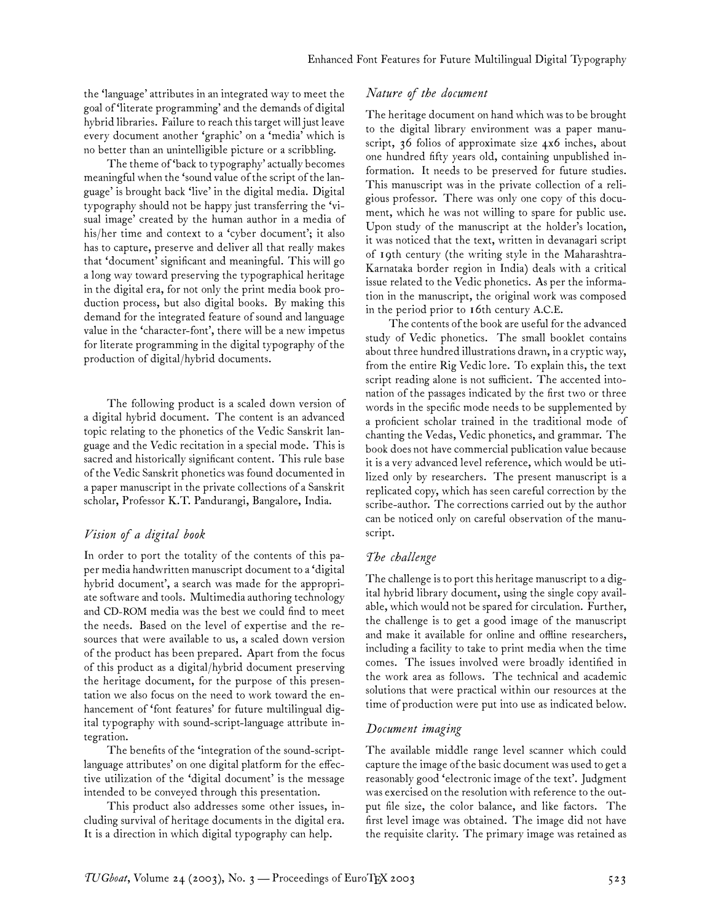the 'language' attributes in an integrated way to meet the goal of 'literate programming' and the demands of digital hybrid libraries. Failure to reach this target will just leave every document another 'graphic' on a 'media' which is no better than an unintelligible picture or a scribbling.

The theme of 'back to typography' actually becomes meaningful when the 'sound value of the script of the language' is brought back 'live' in the digital media. Digital typography should not be happy just transferring the 'visual image' created by the human author in a media of his/her time and context to a 'cyber document'; it also has to capture, preserve and deliver all that really makes that 'document' significant and meaningful. This will go a long way toward preserving the typographical heritage in the digital era, for not only the print media book production process, but also digital books. By making this demand for the integrated feature of sound and language value in the 'character-font', there will be a new impetus for literate programming in the digital typography of the production of digital/hybrid documents.

The following product is a scaled down version of a digital hybrid document. The content is an advanced topic relating to the phonetics of the Vedic Sanskrit language and the Vedic recitation in a special mode. This is sacred and historically significant content. This rule base of the Vedic Sanskrit phonetics was found documented in a paper manuscript in the private collections of a Sanskrit scholar, Professor K.T. Pandurangi, Bangalore, India.

## *Vision of a digital book*

In order to port the totality of the contents of this paper media handwritten manuscript document to a 'digital hybrid document', a search was made for the appropriate software and tools. Multimedia authoring technology and CD-ROM media was the best we could find to meet the needs. Based on the level of expertise and the resources that were available to us, a scaled down version of the product has been prepared. Apart from the focus of this product as a digital/hybrid document preserving the heritage document, for the purpose of this presentation we also focus on the need to work toward the enhancement of 'font features' for future multilingual digital typography with sound-script-language attribute integration.

The benefits of the 'integration of the sound-script-language attributes' on one digital platform for the effective utilization of the 'digital document' is the message intended to be conveyed through this presentation.

This product also addresses some other issues, including survival of heritage documents in the digital era. It is a direction in which digital typography can help.

## *Nature of the document*

The heritage document on hand which was to be brought to the digital library environment was a paper manuscript, 36 folios of approximate size 4x6 inches, about one hundred fifty years old, containing unpublished information. It needs to be preserved for future studies. This manuscript was in the private collection of a religious professor. There was only one copy of this document, which he was not willing to spare for public use. Upon study of the manuscript at the holder's location, it was noticed that the text, written in devanagari script of 19th century (the writing style in the Maharashtra-Karnataka border region in India) deals with a critical issue related to the Vedic phonetics. As per the information in the manuscript, the original work was composed in the period prior to 16th century A.C.E.

The contents of the book are useful for the advanced study of Vedic phonetics. The small booklet contains about three hundred illustrations drawn, in a cryptic way, from the entire Rig Vedic lore. To explain this, the text script reading alone is not sufficient. The accented intonation of the passages indicated by the first two or three words in the specific mode needs to be supplemented by a proficient scholar trained in the traditional mode of chanting the Vedas, Vedic phonetics, and grammar. The book does not have commercial publication value because it is a very advanced level reference, which would be utilized only by researchers. The present manuscript is a replicated copy, which has seen careful correction by the scribe-author. The corrections carried out by the author can be noticed only on careful observation of the manuscript.

## *The challenge*

The challenge is to port this heritage manuscript to a digital hybrid library document, using the single copy available, which would not be spared for circulation. Further, the challenge is to get a good image of the manuscript and make it available for online and offline researchers, including a facility to take to print media when the time comes. The issues involved were broadly identified in the work area as follows. The technical and academic solutions that were practical within our resources at the time of production were put into use as indicated below.

## *Document imaging*

The available middle range level scanner which could capture the image of the basic document was used to get a reasonably good 'electronic image of the text'. Judgment was exercised on the resolution with reference to the output file size, the color balance, and like factors. The first level image was obtained. The image did not have the requisite clarity. The primary image was retained as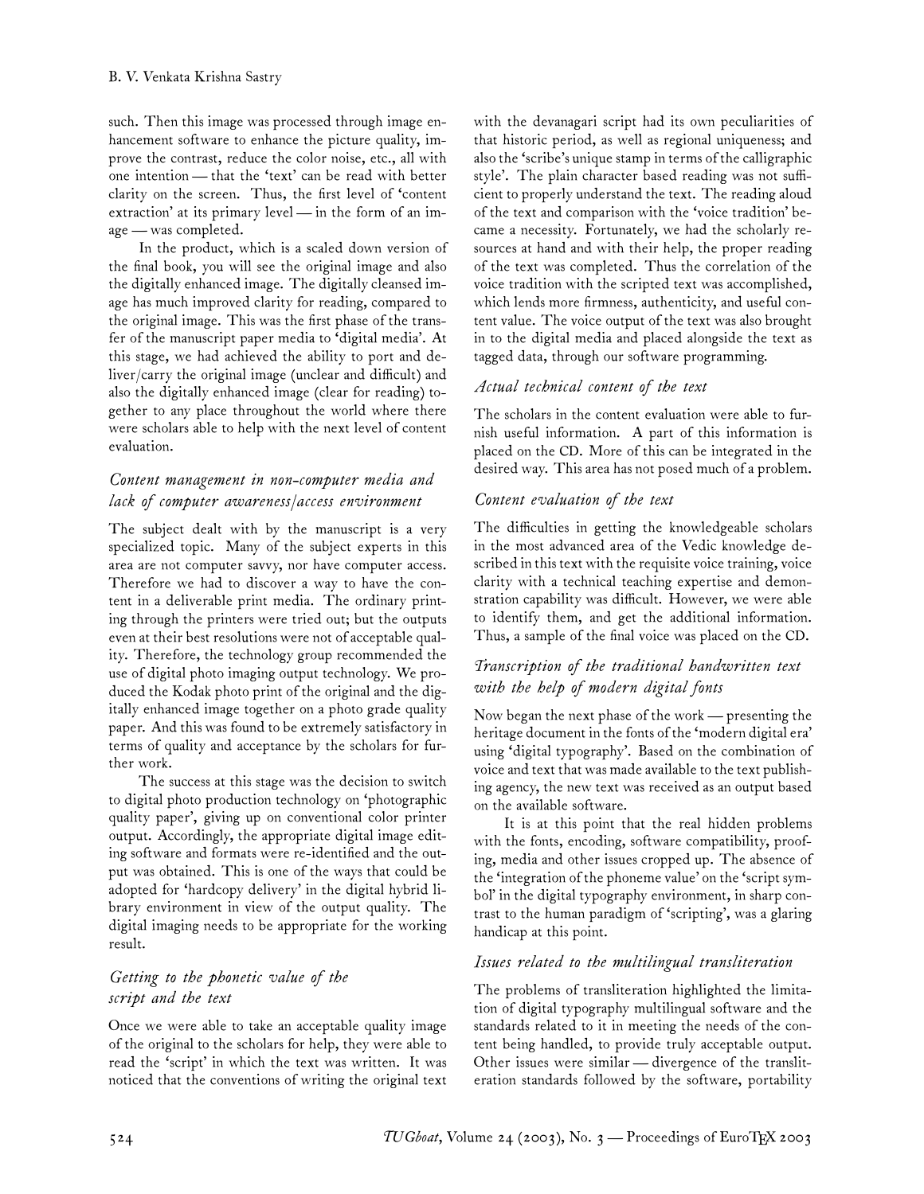such. Then this image was processed through image enhancement software to enhance the picture quality, improve the contrast, reduce the color noise, etc., all with one intention — that the 'text' can be read with better clarity on the screen. Thus, the first level of 'content extraction' at its primary level — in the form of an image — was completed.

In the product, which is a scaled down version of the final book, you will see the original image and also the digitally enhanced image. The digitally cleansed image has much improved clarity for reading, compared to the original image. This was the first phase of the transfer of the manuscript paper media to 'digital media'. At this stage, we had achieved the ability to port and deliver/carry the original image (unclear and difficult) and also the digitally enhanced image (clear for reading) together to any place throughout the world where there were scholars able to help with the next level of content evaluation.

### *Content management in non-computer media and lack of computer awareness/access environment*

The subject dealt with by the manuscript is a very specialized topic. Many of the subject experts in this area are not computer savvy, nor have computer access. Therefore we had to discover a way to have the content in a deliverable print media. The ordinary printing through the printers were tried out; but the outputs even at their best resolutions were not of acceptable quality. Therefore, the technology group recommended the use of digital photo imaging output technology. We produced the Kodak photo print of the original and the digitally enhanced image together on a photo grade quality paper. And this was found to be extremely satisfactory in terms of quality and acceptance by the scholars for further work.

The success at this stage was the decision to switch to digital photo production technology on 'photographic quality paper', giving up on conventional color printer output. Accordingly, the appropriate digital image editing software and formats were re-identified and the output was obtained. This is one of the ways that could be adopted for 'hardcopy delivery' in the digital hybrid library environment in view of the output quality. The digital imaging needs to be appropriate for the working result.

### *Getting to the phonetic value of the script and the text*

Once we were able to take an acceptable quality image of the original to the scholars for help, they were able to read the 'script' in which the text was written. It was noticed that the conventions of writing the original text with the devanagari script had its own peculiarities of that historic period, as well as regional uniqueness; and also the 'scribe's unique stamp in terms of the calligraphic style'. The plain character based reading was not sufficient to properly understand the text. The reading aloud of the text and comparison with the 'voice tradition' became a necessity. Fortunately, we had the scholarly resources at hand and with their help, the proper reading of the text was completed. Thus the correlation of the voice tradition with the scripted text was accomplished, which lends more firmness, authenticity, and useful content value. The voice output of the text was also brought in to the digital media and placed alongside the text as tagged data, through our software programming.

### *Actual technical content of the text*

The scholars in the content evaluation were able to furnish useful information. A part of this information is placed on the CD. More of this can be integrated in the desired way. This area has not posed much of a problem.

### *Content evaluation of the text*

The difficulties in getting the knowledgeable scholars in the most advanced area of the Vedic knowledge described in this text with the requisite voice training, voice clarity with a technical teaching expertise and demonstration capability was difficult. However, we were able to identify them, and get the additional information. Thus, a sample of the final voice was placed on the CD.

### *Transcription of the traditional handwritten text with the help of modern digital fonts*

Now began the next phase of the work — presenting the heritage document in the fonts of the 'modern digital era' using 'digital typography'. Based on the combination of voice and text that was made available to the text publishing agency, the new text was received as an output based on the available software.

It is at this point that the real hidden problems with the fonts, encoding, software compatibility, proofing, media and other issues cropped up. The absence of the 'integration of the phoneme value' on the 'script symbol' in the digital typography environment, in sharp contrast to the human paradigm of 'scripting', was a glaring handicap at this point.

### *Issues related to the multilingual transliteration*

The problems of transliteration highlighted the limitation of digital typography multilingual software and the standards related to it in meeting the needs of the content being handled, to provide truly acceptable output. Other issues were similar — divergence of the transliteration standards followed by the software, portability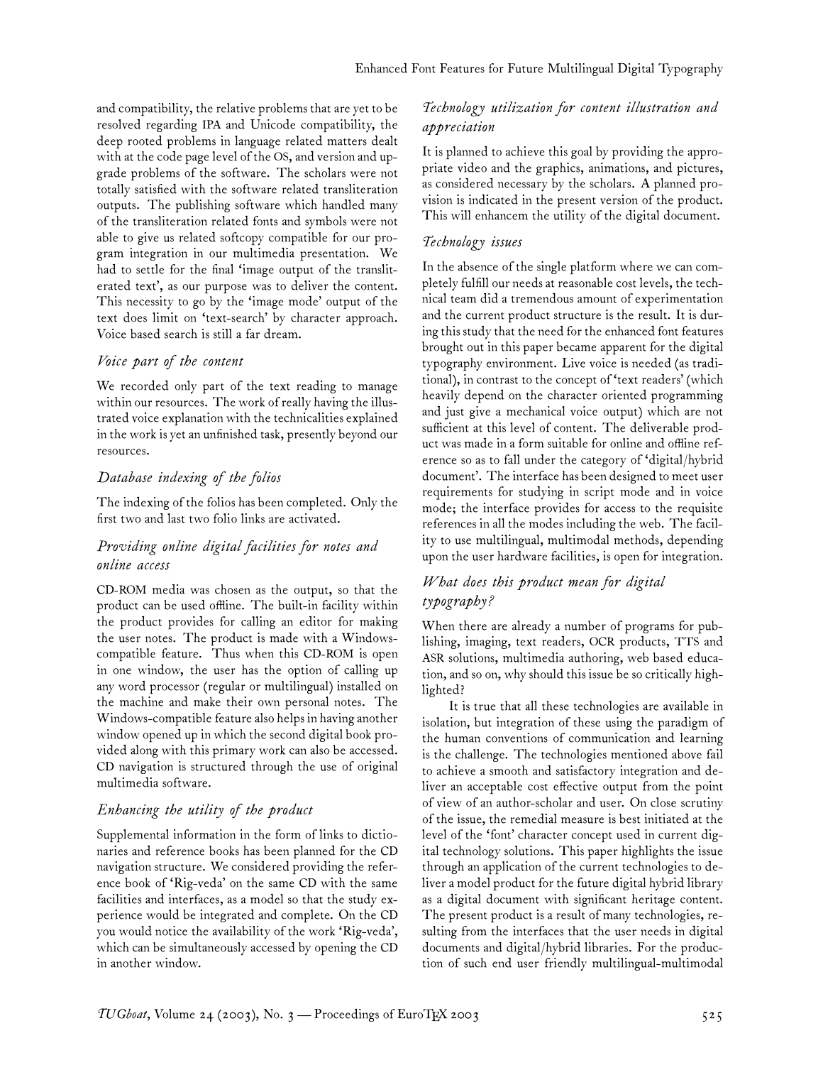and compatibility, the relative problems that are yet to be resolved regarding IPA and Unicode compatibility, the deep rooted problems in language related matters dealt with at the code page level of the OS, and version and upgrade problems of the software. The scholars were not totally satisfied with the software related transliteration outputs. The publishing software which handled many of the transliteration related fonts and symbols were not able to give us related softcopy compatible for our program integration in our multimedia presentation. We had to settle for the final 'image output of the transliterated text', as our purpose was to deliver the content. This necessity to go by the 'image mode' output of the text does limit on 'text-search' by character approach. Voice based search is still a far dream.

### *Voice part of the content*

We recorded only part of the text reading to manage within our resources. The work of really having the illustrated voice explanation with the technicalities explained in the work is yet an unfinished task, presently beyond our resources.

### *Database indexing of the folios*

The indexing of the folios has been completed. Only the first two and last two folio links are activated.

### *Providing online digital facilities for notes and online access*

CD-ROM media was chosen as the output, so that the product can be used offline. The built-in facility within the product provides for calling an editor for making the user notes. The product is made with a Windows-compatible feature. Thus when this CD-ROM is open in one window, the user has the option of calling up any word processor (regular or multilingual) installed on the machine and make their own personal notes. The Windows-compatible feature also helps in having another window opened up in which the second digital book provided along with this primary work can also be accessed. CD navigation is structured through the use of original multimedia software.

### *Enhancing the utility of the product*

Supplemental information in the form of links to dictionaries and reference books has been planned for the CD navigation structure. We considered providing the reference book of 'Rig-veda' on the same CD with the same facilities and interfaces, as a model so that the study experience would be integrated and complete. On the CD you would notice the availability of the work 'Rig-veda', which can be simultaneously accessed by opening the CD in another window.

### *Technology utilization for content illustration and appreciation*

It is planned to achieve this goal by providing the appropriate video and the graphics, animations, and pictures, as considered necessary by the scholars. A planned provision is indicated in the present version of the product. This will enhancem the utility of the digital document.

### *Technology issues*

In the absence of the single platform where we can completely fulfill our needs at reasonable cost levels, the technical team did a tremendous amount of experimentation and the current product structure is the result. It is during this study that the need for the enhanced font features brought out in this paper became apparent for the digital typography environment. Live voice is needed (as traditional), in contrast to the concept of 'text readers' (which heavily depend on the character oriented programming and just give a mechanical voice output) which are not sufficient at this level of content. The deliverable product was made in a form suitable for online and offline reference so as to fall under the category of 'digital/hybrid document'. The interface has been designed to meet user requirements for studying in script mode and in voice mode; the interface provides for access to the requisite references in all the modes including the web. The facility to use multilingual, multimodal methods, depending upon the user hardware facilities, is open for integration.

### *What does this product mean for digital typography?*

When there are already a number of programs for publishing, imaging, text readers, OCR products, TTS and ASR solutions, multimedia authoring, web based education, and so on, why should this issue be so critically highlighted?

It is true that all these technologies are available in isolation, but integration of these using the paradigm of the human conventions of communication and learning is the challenge. The technologies mentioned above fail to achieve a smooth and satisfactory integration and deliver an acceptable cost effective output from the point of view of an author-scholar and user. On close scrutiny of the issue, the remedial measure is best initiated at the level of the 'font' character concept used in current digital technology solutions. This paper highlights the issue through an application of the current technologies to deliver a model product for the future digital hybrid library as a digital document with significant heritage content. The present product is a result of many technologies, resulting from the interfaces that the user needs in digital documents and digital/hybrid libraries. For the production of such end user friendly multilingual-multimodal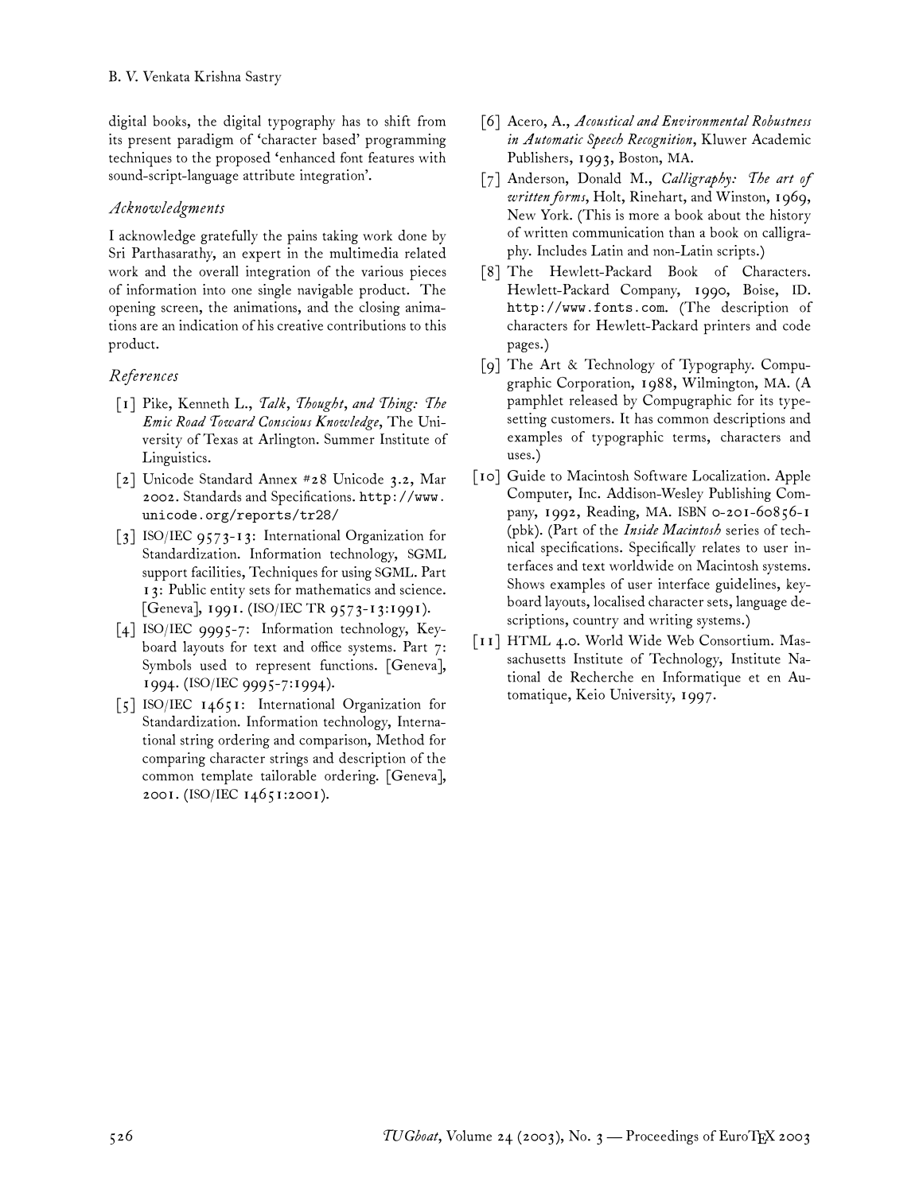digital books, the digital typography has to shift from its present paradigm of 'character based' programming techniques to the proposed 'enhanced font features with sound-script-language attribute integration'.

### *Acknowledgments*

I acknowledge gratefully the pains taking work done by Sri Parthasarathy, an expert in the multimedia related work and the overall integration of the various pieces of information into one single navigable product. The opening screen, the animations, and the closing animations are an indication of his creative contributions to this product.

### *References*

[1] Pike, Kenneth L., *Talk, Thought, and Thing: The Emic Road Toward Conscious Knowledge*, The University of Texas at Arlington. Summer Institute of Linguistics.

[2] Unicode Standard Annex #28 Unicode 3.2, Mar 2002. Standards and Specifications. `http://www.unicode.org/reports/tr28/`

[3] ISO/IEC 9573-13: International Organization for Standardization. Information technology, SGML support facilities, Techniques for using SGML. Part 13: Public entity sets for mathematics and science. [Geneva], 1991. (ISO/IEC TR 9573-13:1991).

[4] ISO/IEC 9995-7: Information technology, Keyboard layouts for text and office systems. Part 7: Symbols used to represent functions. [Geneva], 1994. (ISO/IEC 9995-7:1994).

[5] ISO/IEC 14651: International Organization for Standardization. Information technology, International string ordering and comparison, Method for comparing character strings and description of the common template tailorable ordering. [Geneva], 2001. (ISO/IEC 14651:2001).

[6] Acero, A., *Acoustical and Environmental Robustness in Automatic Speech Recognition*, Kluwer Academic Publishers, 1993, Boston, MA.

[7] Anderson, Donald M., *Calligraphy: The art of written forms*, Holt, Rinehart, and Winston, 1969, New York. (This is more a book about the history of written communication than a book on calligraphy. Includes Latin and non-Latin scripts.)

[8] The Hewlett-Packard Book of Characters. Hewlett-Packard Company, 1990, Boise, ID. `http://www.fonts.com`. (The description of characters for Hewlett-Packard printers and code pages.)

[9] The Art & Technology of Typography. Compugraphic Corporation, 1988, Wilmington, MA. (A pamphlet released by Compugraphic for its typesetting customers. It has common descriptions and examples of typographic terms, characters and uses.)

[10] Guide to Macintosh Software Localization. Apple Computer, Inc. Addison-Wesley Publishing Company, 1992, Reading, MA. ISBN 0-201-60856-1 (pbk). (Part of the *Inside Macintosh* series of technical specifications. Specifically relates to user interfaces and text worldwide on Macintosh systems. Shows examples of user interface guidelines, keyboard layouts, localised character sets, language descriptions, country and writing systems.)

[11] HTML 4.0. World Wide Web Consortium. Massachusetts Institute of Technology, Institute National de Recherche en Informatique et en Automatique, Keio University, 1997.